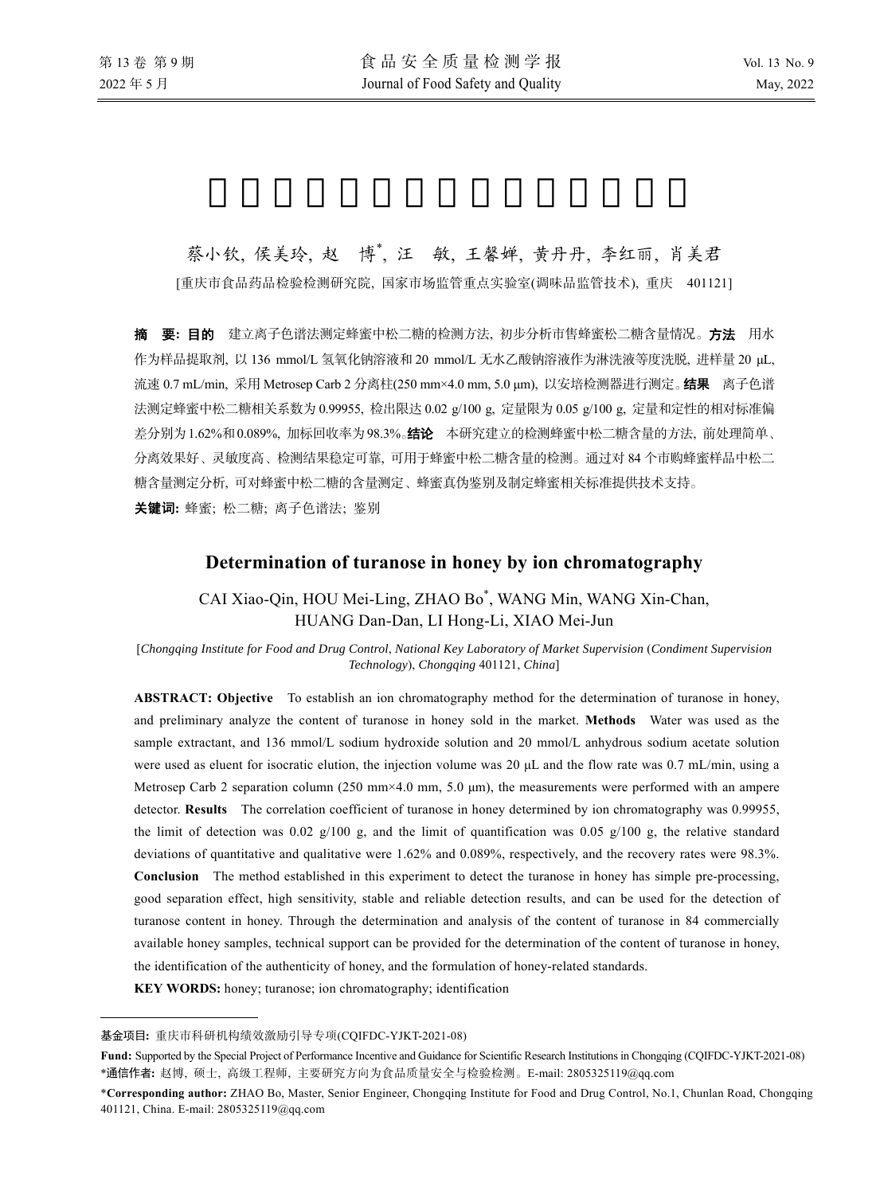蔡小钦, 侯美玲, 赵　博*, 汪　敏, 王馨婵, 黄丹丹, 李红丽, 肖美君

[重庆市食品药品检验检测研究院, 国家市场监管重点实验室(调味品监管技术), 重庆　401121]

**摘　要: 目的**　建立离子色谱法测定蜂蜜中松二糖的检测方法, 初步分析市售蜂蜜松二糖含量情况。**方法**　用水作为样品提取剂, 以 136 mmol/L 氢氧化钠溶液和 20 mmol/L 无水乙酸钠溶液作为淋洗液等度洗脱, 进样量 20 μL, 流速 0.7 mL/min, 采用 Metrosep Carb 2 分离柱(250 mm×4.0 mm, 5.0 μm), 以安培检测器进行测定。**结果**　离子色谱法测定蜂蜜中松二糖相关系数为 0.99955, 检出限达 0.02 g/100 g, 定量限为 0.05 g/100 g, 定量和定性的相对标准偏差分别为1.62%和0.089%, 加标回收率为98.3%。**结论**　本研究建立的检测蜂蜜中松二糖含量的方法, 前处理简单、分离效果好、灵敏度高、检测结果稳定可靠, 可用于蜂蜜中松二糖含量的检测。通过对 84 个市购蜂蜜样品中松二糖含量测定分析, 可对蜂蜜中松二糖的含量测定、蜂蜜真伪鉴别及制定蜂蜜相关标准提供技术支持。

**关键词:** 蜂蜜; 松二糖; 离子色谱法; 鉴别

## Determination of turanose in honey by ion chromatography

CAI Xiao-Qin, HOU Mei-Ling, ZHAO Bo*, WANG Min, WANG Xin-Chan, HUANG Dan-Dan, LI Hong-Li, XIAO Mei-Jun

[*Chongqing Institute for Food and Drug Control*, *National Key Laboratory of Market Supervision* (*Condiment Supervision Technology*), *Chongqing* 401121, *China*]

**ABSTRACT: Objective**　To establish an ion chromatography method for the determination of turanose in honey, and preliminary analyze the content of turanose in honey sold in the market. **Methods**　Water was used as the sample extractant, and 136 mmol/L sodium hydroxide solution and 20 mmol/L anhydrous sodium acetate solution were used as eluent for isocratic elution, the injection volume was 20 μL and the flow rate was 0.7 mL/min, using a Metrosep Carb 2 separation column (250 mm×4.0 mm, 5.0 μm), the measurements were performed with an ampere detector. **Results**　The correlation coefficient of turanose in honey determined by ion chromatography was 0.99955, the limit of detection was 0.02 g/100 g, and the limit of quantification was 0.05 g/100 g, the relative standard deviations of quantitative and qualitative were 1.62% and 0.089%, respectively, and the recovery rates were 98.3%. **Conclusion**　The method established in this experiment to detect the turanose in honey has simple pre-processing, good separation effect, high sensitivity, stable and reliable detection results, and can be used for the detection of turanose content in honey. Through the determination and analysis of the content of turanose in 84 commercially available honey samples, technical support can be provided for the determination of the content of turanose in honey, the identification of the authenticity of honey, and the formulation of honey-related standards.

**KEY WORDS:** honey; turanose; ion chromatography; identification

---

**基金项目:** 重庆市科研机构绩效激励引导专项(CQIFDC-YJKT-2021-08)

**Fund:** Supported by the Special Project of Performance Incentive and Guidance for Scientific Research Institutions in Chongqing (CQIFDC-YJKT-2021-08)

***通信作者:** 赵博, 硕士, 高级工程师, 主要研究方向为食品质量安全与检验检测。E-mail: 2805325119@qq.com

***Corresponding author:** ZHAO Bo, Master, Senior Engineer, Chongqing Institute for Food and Drug Control, No.1, Chunlan Road, Chongqing 401121, China. E-mail: 2805325119@qq.com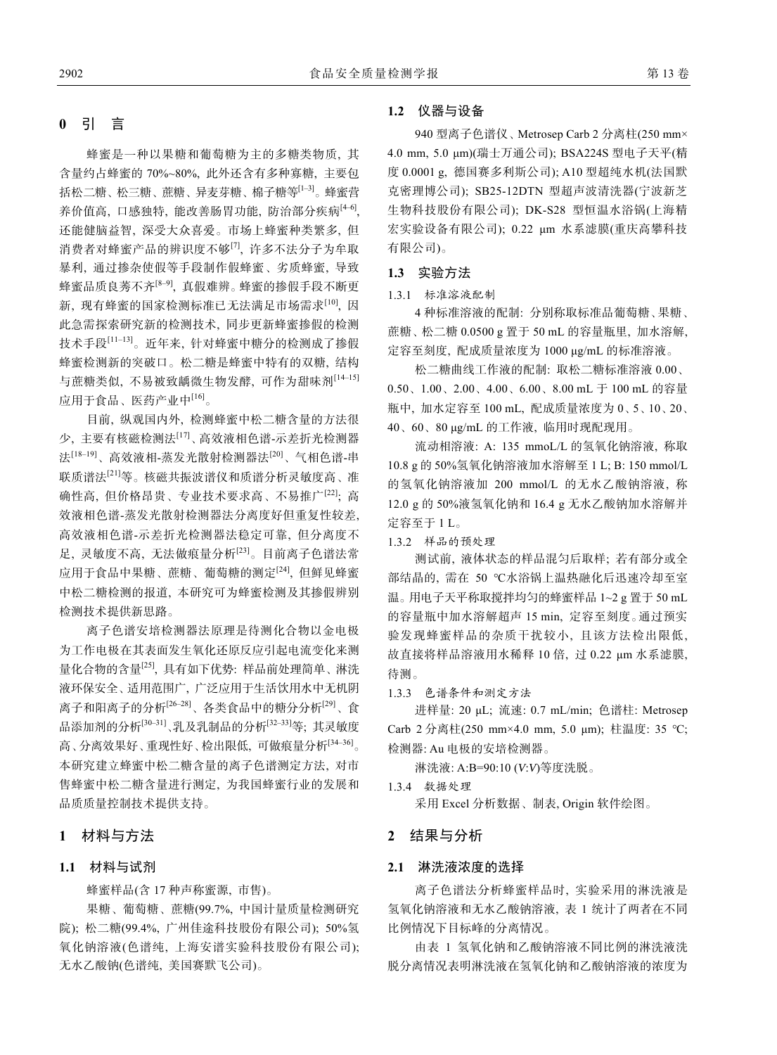## 0 引 言

蜂蜜是一种以果糖和葡萄糖为主的多糖类物质，其含量约占蜂蜜的 70%~80%，此外还含有多种寡糖，主要包括松二糖、松三糖、蔗糖、异麦芽糖、棉子糖等[1–3]。蜂蜜营养价值高，口感独特，能改善肠胃功能，防治部分疾病[4–6]，还能健脑益智，深受大众喜爱。市场上蜂蜜种类繁多，但消费者对蜂蜜产品的辨识度不够[7]，许多不法分子为牟取暴利，通过掺杂使假等手段制作假蜂蜜、劣质蜂蜜，导致蜂蜜品质良莠不齐[8–9]，真假难辨。蜂蜜的掺假手段不断更新，现有蜂蜜的国家检测标准已无法满足市场需求[10]，因此急需探索研究新的检测技术，同步更新蜂蜜掺假的检测技术手段[11–13]。近年来，针对蜂蜜中糖分的检测成了掺假蜂蜜检测新的突破口。松二糖是蜂蜜中特有的双糖，结构与蔗糖类似，不易被致龋微生物发酵，可作为甜味剂[14–15]应用于食品、医药产业中[16]。

目前，纵观国内外，检测蜂蜜中松二糖含量的方法很少，主要有核磁检测法[17]、高效液相色谱-示差折光检测器法[18–19]、高效液相-蒸发光散射检测器法[20]、气相色谱-串联质谱法[21]等。核磁共振波谱仪和质谱分析灵敏度高、准确性高，但价格昂贵、专业技术要求高、不易推广[22]；高效液相色谱-蒸发光散射检测器法分离度好但重复性较差，高效液相色谱-示差折光检测器法稳定可靠，但分离度不足，灵敏度不高，无法做痕量分析[23]。目前离子色谱法常应用于食品中果糖、蔗糖、葡萄糖的测定[24]，但鲜见蜂蜜中松二糖检测的报道，本研究可为蜂蜜检测及其掺假辨别检测技术提供新思路。

离子色谱安培检测器法原理是待测化合物以金电极为工作电极在其表面发生氧化还原反应引起电流变化来测量化合物的含量[25]，具有如下优势：样品前处理简单、淋洗液环保安全、适用范围广，广泛应用于生活饮用水中无机阴离子和阳离子的分析[26–28]、各类食品中的糖分分析[29]、食品添加剂的分析[30–31]、乳及乳制品的分析[32–33]等；其灵敏度高、分离效果好、重现性好、检出限低，可做痕量分析[34–36]。本研究建立蜂蜜中松二糖含量的离子色谱测定方法，对市售蜂蜜中松二糖含量进行测定，为我国蜂蜜行业的发展和品质质量控制技术提供支持。

## 1 材料与方法

### 1.1 材料与试剂

蜂蜜样品(含 17 种声称蜜源，市售)。

果糖、葡萄糖、蔗糖(99.7%，中国计量质量检测研究院)；松二糖(99.4%，广州佳途科技股份有限公司)；50%氢氧化钠溶液(色谱纯，上海安谱实验科技股份有限公司)；无水乙酸钠(色谱纯，美国赛默飞公司)。

### 1.2 仪器与设备

940 型离子色谱仪、Metrosep Carb 2 分离柱(250 mm×4.0 mm, 5.0 μm)(瑞士万通公司)；BSA224S 型电子天平(精度 0.0001 g，德国赛多利斯公司)；A10 型超纯水机(法国默克密理博公司)；SB25-12DTN 型超声波清洗器(宁波新芝生物科技股份有限公司)；DK-S28 型恒温水浴锅(上海精宏实验设备有限公司)；0.22 μm 水系滤膜(重庆高攀科技有限公司)。

### 1.3 实验方法

#### 1.3.1 标准溶液配制

4 种标准溶液的配制：分别称取标准品葡萄糖、果糖、蔗糖、松二糖 0.0500 g 置于 50 mL 的容量瓶里，加水溶解，定容至刻度，配成质量浓度为 1000 μg/mL 的标准溶液。

松二糖曲线工作液的配制：取松二糖标准溶液 0.00、0.50、1.00、2.00、4.00、6.00、8.00 mL 于 100 mL 的容量瓶中，加水定容至 100 mL，配成质量浓度为 0、5、10、20、40、60、80 μg/mL 的工作液，临用时现配现用。

流动相溶液：A：135 mmoL/L 的氢氧化钠溶液，称取 10.8 g 的 50%氢氧化钠溶液加水溶解至 1 L；B：150 mmol/L 的氢氧化钠溶液加 200 mmol/L 的无水乙酸钠溶液，称 12.0 g 的 50%液氢氧化钠和 16.4 g 无水乙酸钠加水溶解并定容至于 1 L。

#### 1.3.2 样品的预处理

测试前，液体状态的样品混匀后取样；若有部分或全部结晶的，需在 50 ℃水浴锅上温热融化后迅速冷却至室温。用电子天平称取搅拌均匀的蜂蜜样品 1~2 g 置于 50 mL 的容量瓶中加水溶解超声 15 min，定容至刻度。通过预实验发现蜂蜜样品的杂质干扰较小，且该方法检出限低，故直接将样品溶液用水稀释 10 倍，过 0.22 μm 水系滤膜，待测。

#### 1.3.3 色谱条件和测定方法

进样量：20 μL；流速：0.7 mL/min；色谱柱：Metrosep Carb 2 分离柱(250 mm×4.0 mm, 5.0 μm)；柱温度：35 ℃；检测器：Au 电极的安培检测器。

淋洗液：A:B=90:10 ($V$:$V$)等度洗脱。

#### 1.3.4 数据处理

采用 Excel 分析数据、制表，Origin 软件绘图。

## 2 结果与分析

### 2.1 淋洗液浓度的选择

离子色谱法分析蜂蜜样品时，实验采用的淋洗液是氢氧化钠溶液和无水乙酸钠溶液，表 1 统计了两者在不同比例情况下目标峰的分离情况。

由表 1 氢氧化钠和乙酸钠溶液不同比例的淋洗液洗脱分离情况表明淋洗液在氢氧化钠和乙酸钠溶液的浓度为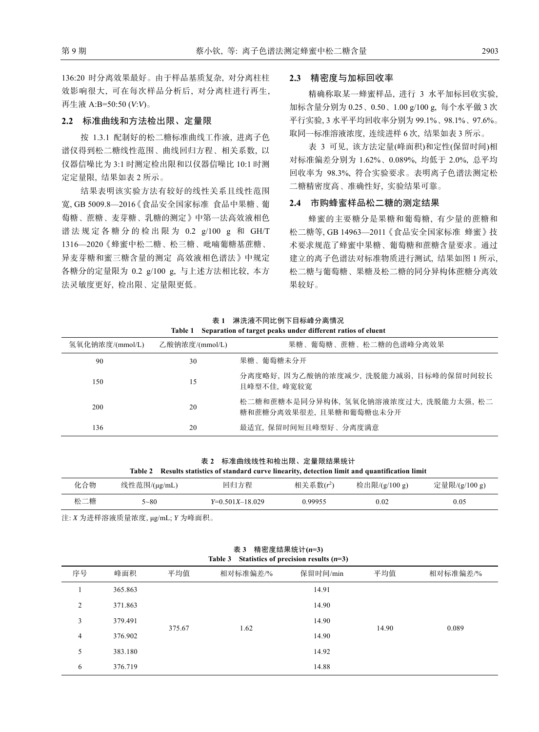136:20 时分离效果最好。由于样品基质复杂, 对分离柱柱效影响很大, 可在每次样品分析后, 对分离柱进行再生, 再生液 A:B=50:50 (*V*:*V*)。

### 2.2 标准曲线和方法检出限、定量限

按 1.3.1 配制好的松二糖标准曲线工作液, 进离子色谱仪得到松二糖线性范围、曲线回归方程、相关系数, 以仪器信噪比为 3:1 时测定检出限和以仪器信噪比 10:1 时测定定量限, 结果如表 2 所示。

结果表明该实验方法有较好的线性关系且线性范围宽, GB 5009.8—2016《食品安全国家标准 食品中果糖、葡萄糖、蔗糖、麦芽糖、乳糖的测定》中第一法高效液相色谱法规定各糖分的检出限为 0.2 g/100 g 和 GH/T 1316—2020《蜂蜜中松二糖、松三糖、吡喃葡糖基蔗糖、异麦芽糖和蜜三糖含量的测定 高效液相色谱法》中规定各糖分的定量限为 0.2 g/100 g, 与上述方法相比较, 本方法灵敏度更好, 检出限、定量限更低。

### 2.3 精密度与加标回收率

精确称取某一蜂蜜样品, 进行 3 水平加标回收实验, 加标含量分别为 0.25、0.50、1.00 g/100 g, 每个水平做 3 次平行实验, 3 水平平均回收率分别为 99.1%、98.1%、97.6%。取同一标准溶液浓度, 连续进样 6 次, 结果如表 3 所示。

表 3 可见, 该方法定量(峰面积)和定性(保留时间)相对标准偏差分别为 1.62%、0.089%, 均低于 2.0%, 总平均回收率为 98.3%, 符合实验要求。表明离子色谱法测定松二糖精密度高、准确性好, 实验结果可靠。

### 2.4 市购蜂蜜样品松二糖的测定结果

蜂蜜的主要糖分是果糖和葡萄糖, 有少量的蔗糖和松二糖等, GB 14963—2011《食品安全国家标准 蜂蜜》技术要求规范了蜂蜜中果糖、葡萄糖和蔗糖含量要求。通过建立的离子色谱法对标准物质进行测试, 结果如图 1 所示, 松二糖与葡萄糖、果糖及松二糖的同分异构体蔗糖分离效果较好。

**表 1 淋洗液不同比例下目标峰分离情况**
**Table 1 Separation of target peaks under different ratios of eluent**

| 氢氧化钠浓度/(mmol/L) | 乙酸钠浓度/(mmol/L) | 果糖、葡萄糖、蔗糖、松二糖的色谱峰分离效果 |
| --- | --- | --- |
| 90 | 30 | 果糖、葡萄糖未分开 |
| 150 | 15 | 分离度略好, 因为乙酸钠的浓度减少, 洗脱能力减弱, 目标峰的保留时间较长且峰型不佳, 峰宽较宽 |
| 200 | 20 | 松二糖和蔗糖本是同分异构体, 氢氧化钠溶液浓度过大, 洗脱能力太强, 松二糖和蔗糖分离效果很差, 且果糖和葡萄糖也未分开 |
| 136 | 20 | 最适宜, 保留时间短且峰型好、分离度满意 |

**表 2 标准曲线线性和检出限、定量限结果统计**
**Table 2 Results statistics of standard curve linearity, detection limit and quantification limit**

| 化合物 | 线性范围/(μg/mL) | 回归方程 | 相关系数($r^2$) | 检出限/(g/100 g) | 定量限/(g/100 g) |
| --- | --- | --- | --- | --- | --- |
| 松二糖 | 5~80 | $Y$=0.501$X$–18.029 | 0.99955 | 0.02 | 0.05 |

注: $X$ 为进样溶液质量浓度, μg/mL; $Y$ 为峰面积。

**表 3 精密度结果统计($n$=3)**
**Table 3 Statistics of precision results ($n$=3)**

| 序号 | 峰面积 | 平均值 | 相对标准偏差/% | 保留时间/min | 平均值 | 相对标准偏差/% |
| --- | --- | --- | --- | --- | --- | --- |
| 1 | 365.863 | 375.67 | 1.62 | 14.91 | 14.90 | 0.089 |
| 2 | 371.863 | | | 14.90 | | |
| 3 | 379.491 | | | 14.90 | | |
| 4 | 376.902 | | | 14.90 | | |
| 5 | 383.180 | | | 14.92 | | |
| 6 | 376.719 | | | 14.88 | | |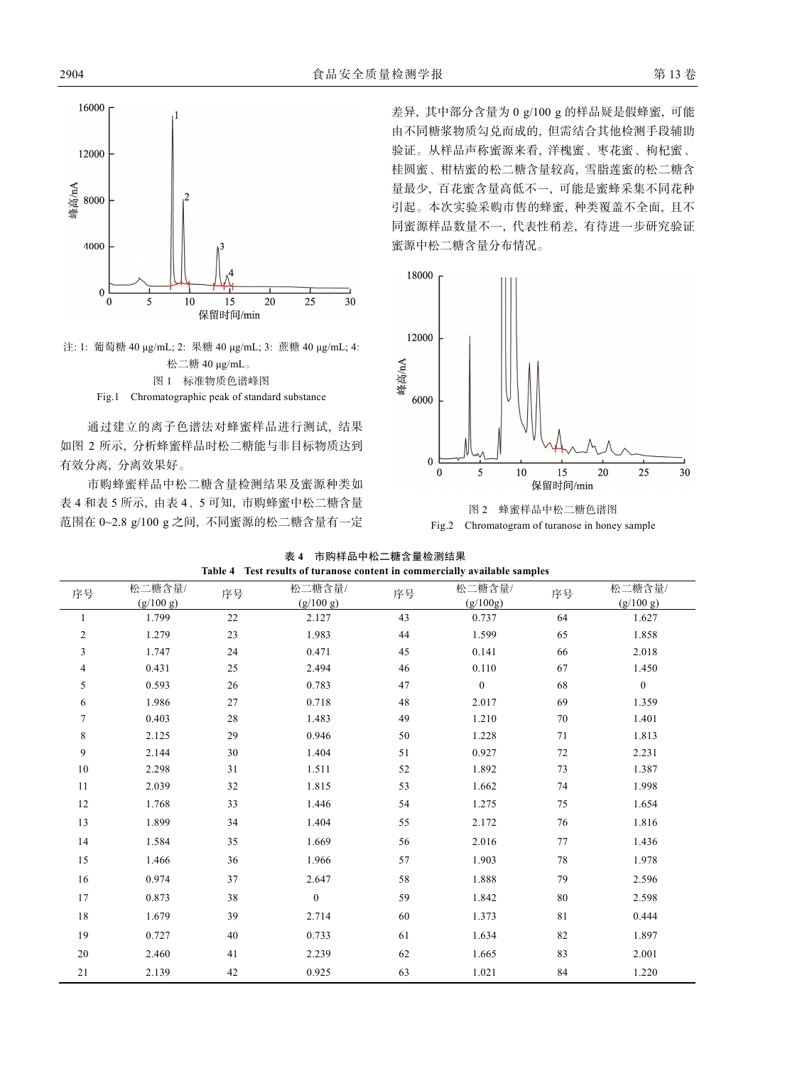注: 1: 葡萄糖 40 μg/mL; 2: 果糖 40 μg/mL; 3: 蔗糖 40 μg/mL; 4: 松二糖 40 μg/mL。

图 1 标准物质色谱峰图

Fig.1 Chromatographic peak of standard substance

通过建立的离子色谱法对蜂蜜样品进行测试, 结果如图 2 所示, 分析蜂蜜样品时松二糖能与非目标物质达到有效分离, 分离效果好。

市购蜂蜜样品中松二糖含量检测结果及蜜源种类如表 4 和表 5 所示, 由表 4、5 可知, 市购蜂蜜中松二糖含量范围在 0~2.8 g/100 g 之间, 不同蜜源的松二糖含量有一定差异, 其中部分含量为 0 g/100 g 的样品疑是假蜂蜜, 可能由不同糖浆物质勾兑而成的, 但需结合其他检测手段辅助验证。从样品声称蜜源来看, 洋槐蜜、枣花蜜、枸杞蜜、桂圆蜜、柑桔蜜的松二糖含量较高, 雪脂莲蜜的松二糖含量最少, 百花蜜含量高低不一, 可能是蜜蜂采集不同花种引起。本次实验采购市售的蜂蜜, 种类覆盖不全面, 且不同蜜源样品数量不一, 代表性稍差, 有待进一步研究验证蜜源中松二糖含量分布情况。

图 2 蜂蜜样品中松二糖色谱图

Fig.2 Chromatogram of turanose in honey sample

**表 4 市购样品中松二糖含量检测结果**

**Table 4 Test results of turanose content in commercially available samples**

| 序号 | 松二糖含量/(g/100 g) | 序号 | 松二糖含量/(g/100 g) | 序号 | 松二糖含量/(g/100g) | 序号 | 松二糖含量/(g/100 g) |
|---|---|---|---|---|---|---|---|
| 1 | 1.799 | 22 | 2.127 | 43 | 0.737 | 64 | 1.627 |
| 2 | 1.279 | 23 | 1.983 | 44 | 1.599 | 65 | 1.858 |
| 3 | 1.747 | 24 | 0.471 | 45 | 0.141 | 66 | 2.018 |
| 4 | 0.431 | 25 | 2.494 | 46 | 0.110 | 67 | 1.450 |
| 5 | 0.593 | 26 | 0.783 | 47 | 0 | 68 | 0 |
| 6 | 1.986 | 27 | 0.718 | 48 | 2.017 | 69 | 1.359 |
| 7 | 0.403 | 28 | 1.483 | 49 | 1.210 | 70 | 1.401 |
| 8 | 2.125 | 29 | 0.946 | 50 | 1.228 | 71 | 1.813 |
| 9 | 2.144 | 30 | 1.404 | 51 | 0.927 | 72 | 2.231 |
| 10 | 2.298 | 31 | 1.511 | 52 | 1.892 | 73 | 1.387 |
| 11 | 2.039 | 32 | 1.815 | 53 | 1.662 | 74 | 1.998 |
| 12 | 1.768 | 33 | 1.446 | 54 | 1.275 | 75 | 1.654 |
| 13 | 1.899 | 34 | 1.404 | 55 | 2.172 | 76 | 1.816 |
| 14 | 1.584 | 35 | 1.669 | 56 | 2.016 | 77 | 1.436 |
| 15 | 1.466 | 36 | 1.966 | 57 | 1.903 | 78 | 1.978 |
| 16 | 0.974 | 37 | 2.647 | 58 | 1.888 | 79 | 2.596 |
| 17 | 0.873 | 38 | 0 | 59 | 1.842 | 80 | 2.598 |
| 18 | 1.679 | 39 | 2.714 | 60 | 1.373 | 81 | 0.444 |
| 19 | 0.727 | 40 | 0.733 | 61 | 1.634 | 82 | 1.897 |
| 20 | 2.460 | 41 | 2.239 | 62 | 1.665 | 83 | 2.001 |
| 21 | 2.139 | 42 | 0.925 | 63 | 1.021 | 84 | 1.220 |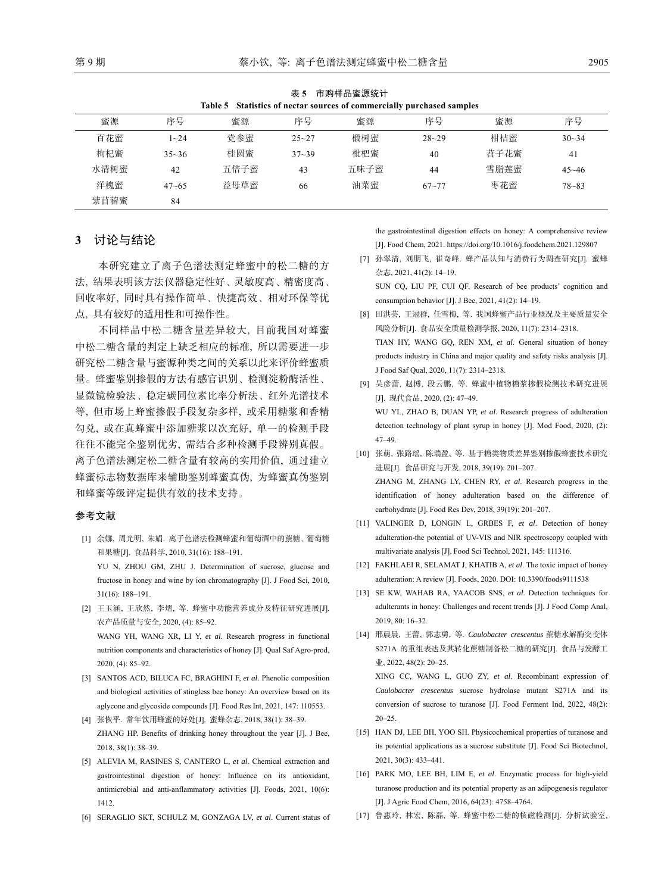表 5　市购样品蜜源统计

Table 5　Statistics of nectar sources of commercially purchased samples

| 蜜源 | 序号 | 蜜源 | 序号 | 蜜源 | 序号 | 蜜源 | 序号 |
|---|---|---|---|---|---|---|---|
| 百花蜜 | 1~24 | 党参蜜 | 25~27 | 椴树蜜 | 28~29 | 柑桔蜜 | 30~34 |
| 枸杞蜜 | 35~36 | 桂圆蜜 | 37~39 | 枇杷蜜 | 40 | 荞子花蜜 | 41 |
| 水清树蜜 | 42 | 五倍子蜜 | 43 | 五味子蜜 | 44 | 雪脂莲蜜 | 45~46 |
| 洋槐蜜 | 47~65 | 益母草蜜 | 66 | 油菜蜜 | 67~77 | 枣花蜜 | 78~83 |
| 紫苜蓿蜜 | 84 | | | | | | |

## 3　讨论与结论

本研究建立了离子色谱法测定蜂蜜中的松二糖的方法, 结果表明该方法仪器稳定性好、灵敏度高、精密度高、回收率好, 同时具有操作简单、快捷高效、相对环保等优点, 具有较好的适用性和可操作性。

不同样品中松二糖含量差异较大, 目前我国对蜂蜜中松二糖含量的判定上缺乏相应的标准, 所以需要进一步研究松二糖含量与蜜源种类之间的关系以此来评价蜂蜜质量。蜂蜜鉴别掺假的方法有感官识别、检测淀粉酶活性、显微镜检验法、稳定碳同位素比率分析法、红外光谱技术等, 但市场上蜂蜜掺假手段复杂多样, 或采用糖浆和香精勾兑, 或在真蜂蜜中添加糖浆以次充好, 单一的检测手段往往不能完全鉴别优劣, 需结合多种检测手段辨别真假。离子色谱法测定松二糖含量有较高的实用价值, 通过建立蜂蜜标志物数据库来辅助鉴别蜂蜜真伪, 为蜂蜜真伪鉴别和蜂蜜等级评定提供有效的技术支持。

## 参考文献

[1] 余娜, 周光明, 朱娟. 离子色谱法检测蜂蜜和葡萄酒中的蔗糖、葡萄糖和果糖[J]. 食品科学, 2010, 31(16): 188–191.
YU N, ZHOU GM, ZHU J. Determination of sucrose, glucose and fructose in honey and wine by ion chromatography [J]. J Food Sci, 2010, 31(16): 188–191.

[2] 王玉涵, 王欣然, 李熠, 等. 蜂蜜中功能营养成分及特征研究进展[J]. 农产品质量与安全, 2020, (4): 85–92.
WANG YH, WANG XR, LI Y, *et al*. Research progress in functional nutrition components and characteristics of honey [J]. Qual Saf Agro-prod, 2020, (4): 85–92.

[3] SANTOS ACD, BILUCA FC, BRAGHINI F, *et al*. Phenolic composition and biological activities of stingless bee honey: An overview based on its aglycone and glycoside compounds [J]. Food Res Int, 2021, 147: 110553.

[4] 张恢平. 常年饮用蜂蜜的好处[J]. 蜜蜂杂志, 2018, 38(1): 38–39.
ZHANG HP. Benefits of drinking honey throughout the year [J]. J Bee, 2018, 38(1): 38–39.

[5] ALEVIA M, RASINES S, CANTERO L, *et al*. Chemical extraction and gastrointestinal digestion of honey: Influence on its antioxidant, antimicrobial and anti-anflammatory activities [J]. Foods, 2021, 10(6): 1412.

[6] SERAGLIO SKT, SCHULZ M, GONZAGA LV, *et al*. Current status of the gastrointestinal digestion effects on honey: A comprehensive review [J]. Food Chem, 2021. https://doi.org/10.1016/j.foodchem.2021.129807

[7] 孙翠清, 刘朋飞, 崔奇峰. 蜂产品认知与消费行为调查研究[J]. 蜜蜂杂志, 2021, 41(2): 14–19.
SUN CQ, LIU PF, CUI QF. Research of bee products' cognition and consumption behavior [J]. J Bee, 2021, 41(2): 14–19.

[8] 田洪芸, 王冠群, 任雪梅, 等. 我国蜂蜜产品行业概况及主要质量安全风险分析[J]. 食品安全质量检测学报, 2020, 11(7): 2314–2318.
TIAN HY, WANG GQ, REN XM, *et al*. General situation of honey products industry in China and major quality and safety risks analysis [J]. J Food Saf Qual, 2020, 11(7): 2314–2318.

[9] 吴彦蕾, 赵博, 段云鹏, 等. 蜂蜜中植物糖浆掺假检测技术研究进展[J]. 现代食品, 2020, (2): 47–49.
WU YL, ZHAO B, DUAN YP, *et al*. Research progress of adulteration detection technology of plant syrup in honey [J]. Mod Food, 2020, (2): 47–49.

[10] 张萌, 张路瑶, 陈瑞盈, 等. 基于糖类物质差异鉴别掺假蜂蜜技术研究进展[J]. 食品研究与开发, 2018, 39(19): 201–207.
ZHANG M, ZHANG LY, CHEN RY, *et al*. Research progress in the identification of honey adulteration based on the difference of carbohydrate [J]. Food Res Dev, 2018, 39(19): 201–207.

[11] VALINGER D, LONGIN L, GRBES F, *et al*. Detection of honey adulteration-the potential of UV-VIS and NIR spectroscopy coupled with multivariate analysis [J]. Food Sci Technol, 2021, 145: 111316.

[12] FAKHLAEI R, SELAMAT J, KHATIB A, *et al*. The toxic impact of honey adulteration: A review [J]. Foods, 2020. DOI: 10.3390/foods9111538

[13] SE KW, WAHAB RA, YAACOB SNS, *et al*. Detection techniques for adulterants in honey: Challenges and recent trends [J]. J Food Comp Anal, 2019, 80: 16–32.

[14] 邢晨晨, 王蕾, 郭志勇, 等. *Caulobacter crescentus* 蔗糖水解酶突变体 S271A 的重组表达及其转化蔗糖制备松二糖的研究[J]. 食品与发酵工业, 2022, 48(2): 20–25.
XING CC, WANG L, GUO ZY, *et al*. Recombinant expression of *Caulobacter crescentus* sucrose hydrolase mutant S271A and its conversion of sucrose to turanose [J]. Food Ferment Ind, 2022, 48(2): 20–25.

[15] HAN DJ, LEE BH, YOO SH. Physicochemical properties of turanose and its potential applications as a sucrose substitute [J]. Food Sci Biotechnol, 2021, 30(3): 433–441.

[16] PARK MO, LEE BH, LIM E, *et al*. Enzymatic process for high-yield turanose production and its potential property as an adipogenesis regulator [J]. J Agric Food Chem, 2016, 64(23): 4758–4764.

[17] 鲁惠玲, 林宏, 陈磊, 等. 蜂蜜中松二糖的核磁检测[J]. 分析试验室,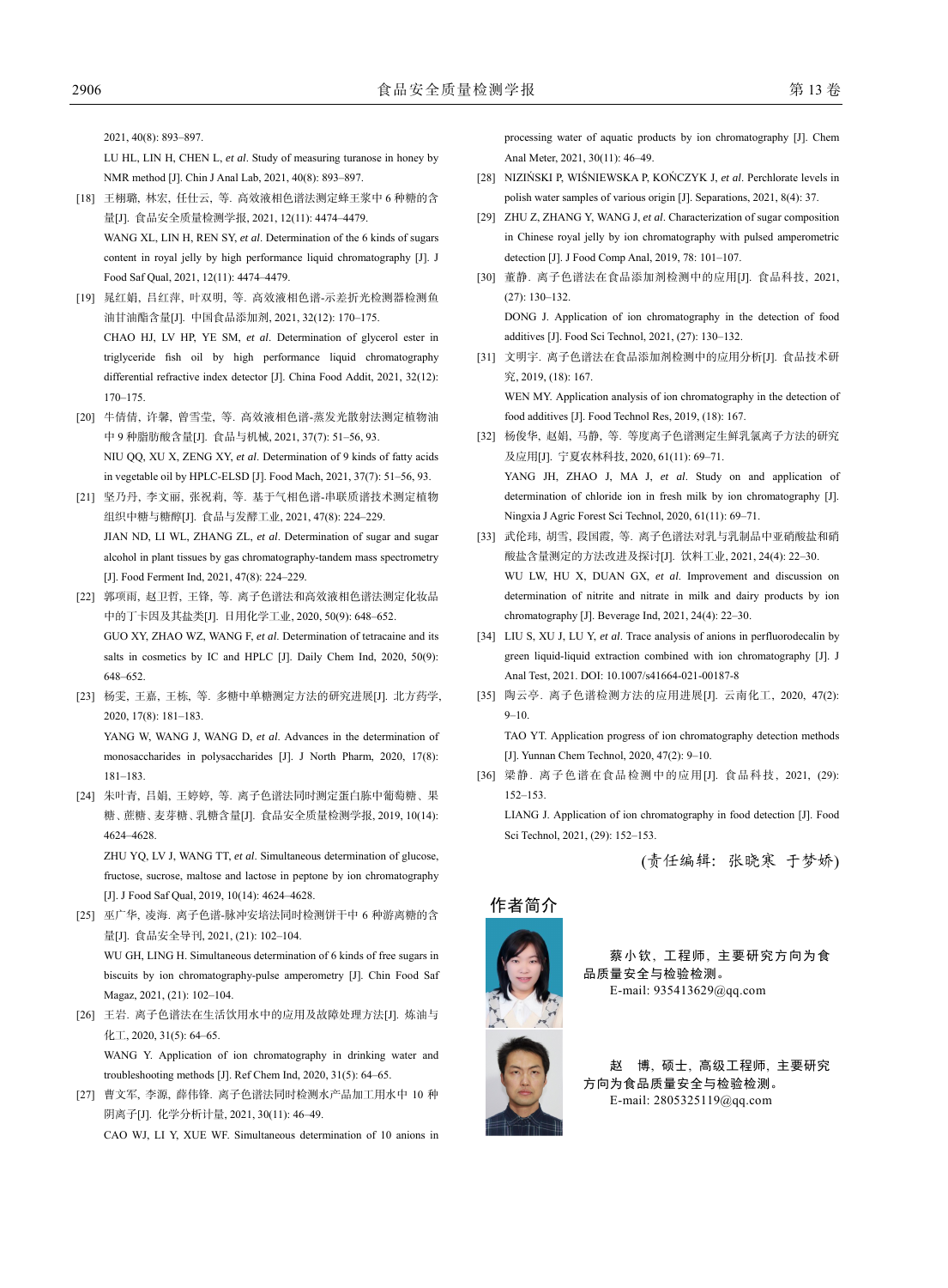2021, 40(8): 893–897.

LU HL, LIN H, CHEN L, *et al*. Study of measuring turanose in honey by NMR method [J]. Chin J Anal Lab, 2021, 40(8): 893–897.

[18] 王栩璐, 林宏, 任仕云, 等. 高效液相色谱法测定蜂王浆中 6 种糖的含量[J]. 食品安全质量检测学报, 2021, 12(11): 4474–4479.

WANG XL, LIN H, REN SY, *et al*. Determination of the 6 kinds of sugars content in royal jelly by high performance liquid chromatography [J]. J Food Saf Qual, 2021, 12(11): 4474–4479.

[19] 晁红娟, 吕红萍, 叶双明, 等. 高效液相色谱-示差折光检测器检测鱼油甘油酯含量[J]. 中国食品添加剂, 2021, 32(12): 170–175.

CHAO HJ, LV HP, YE SM, *et al*. Determination of glycerol ester in triglyceride fish oil by high performance liquid chromatography differential refractive index detector [J]. China Food Addit, 2021, 32(12): 170–175.

[20] 牛倩倩, 许馨, 曾雪莹, 等. 高效液相色谱-蒸发光散射法测定植物油中 9 种脂肪酸含量[J]. 食品与机械, 2021, 37(7): 51–56, 93.

NIU QQ, XU X, ZENG XY, *et al*. Determination of 9 kinds of fatty acids in vegetable oil by HPLC-ELSD [J]. Food Mach, 2021, 37(7): 51–56, 93.

[21] 坚乃丹, 李文丽, 张祝莉, 等. 基于气相色谱-串联质谱技术测定植物组织中糖与糖醇[J]. 食品与发酵工业, 2021, 47(8): 224–229.

JIAN ND, LI WL, ZHANG ZL, *et al*. Determination of sugar and sugar alcohol in plant tissues by gas chromatography-tandem mass spectrometry [J]. Food Ferment Ind, 2021, 47(8): 224–229.

[22] 郭项雨, 赵卫哲, 王锋, 等. 离子色谱法和高效液相色谱法测定化妆品中的丁卡因及其盐类[J]. 日用化学工业, 2020, 50(9): 648–652.

GUO XY, ZHAO WZ, WANG F, *et al*. Determination of tetracaine and its salts in cosmetics by IC and HPLC [J]. Daily Chem Ind, 2020, 50(9): 648–652.

[23] 杨雯, 王嘉, 王栋, 等. 多糖中单糖测定方法的研究进展[J]. 北方药学, 2020, 17(8): 181–183.

YANG W, WANG J, WANG D, *et al*. Advances in the determination of monosaccharides in polysaccharides [J]. J North Pharm, 2020, 17(8): 181–183.

[24] 朱叶青, 吕娟, 王婷婷, 等. 离子色谱法同时测定蛋白胨中葡萄糖、果糖、蔗糖、麦芽糖、乳糖含量[J]. 食品安全质量检测学报, 2019, 10(14): 4624–4628.

ZHU YQ, LV J, WANG TT, *et al*. Simultaneous determination of glucose, fructose, sucrose, maltose and lactose in peptone by ion chromatography [J]. J Food Saf Qual, 2019, 10(14): 4624–4628.

[25] 巫广华, 凌海. 离子色谱-脉冲安培法同时检测饼干中 6 种游离糖的含量[J]. 食品安全导刊, 2021, (21): 102–104.

WU GH, LING H. Simultaneous determination of 6 kinds of free sugars in biscuits by ion chromatography-pulse amperometry [J]. Chin Food Saf Magaz, 2021, (21): 102–104.

[26] 王岩. 离子色谱法在生活饮用水中的应用及故障处理方法[J]. 炼油与化工, 2020, 31(5): 64–65.

WANG Y. Application of ion chromatography in drinking water and troubleshooting methods [J]. Ref Chem Ind, 2020, 31(5): 64–65.

[27] 曹文军, 李源, 薛伟锋. 离子色谱法同时检测水产品加工用水中 10 种阴离子[J]. 化学分析计量, 2021, 30(11): 46–49.

CAO WJ, LI Y, XUE WF. Simultaneous determination of 10 anions in processing water of aquatic products by ion chromatography [J]. Chem Anal Meter, 2021, 30(11): 46–49.

[28] NIZIŃSKI P, WIŚNIEWSKA P, KOŃCZYK J, *et al*. Perchlorate levels in polish water samples of various origin [J]. Separations, 2021, 8(4): 37.

[29] ZHU Z, ZHANG Y, WANG J, *et al*. Characterization of sugar composition in Chinese royal jelly by ion chromatography with pulsed amperometric detection [J]. J Food Comp Anal, 2019, 78: 101–107.

[30] 董静. 离子色谱法在食品添加剂检测中的应用[J]. 食品科技, 2021, (27): 130–132.

DONG J. Application of ion chromatography in the detection of food additives [J]. Food Sci Technol, 2021, (27): 130–132.

[31] 文明宇. 离子色谱法在食品添加剂检测中的应用分析[J]. 食品技术研究, 2019, (18): 167.

WEN MY. Application analysis of ion chromatography in the detection of food additives [J]. Food Technol Res, 2019, (18): 167.

[32] 杨俊华, 赵娟, 马静, 等. 等度离子色谱测定生鲜乳氯离子方法的研究及应用[J]. 宁夏农林科技, 2020, 61(11): 69–71.

YANG JH, ZHAO J, MA J, *et al*. Study on and application of determination of chloride ion in fresh milk by ion chromatography [J]. Ningxia J Agric Forest Sci Technol, 2020, 61(11): 69–71.

[33] 武伦玮, 胡雪, 段国霞, 等. 离子色谱法对乳与乳制品中亚硝酸盐和硝酸盐含量测定的方法改进及探讨[J]. 饮料工业, 2021, 24(4): 22–30.

WU LW, HU X, DUAN GX, *et al*. Improvement and discussion on determination of nitrite and nitrate in milk and dairy products by ion chromatography [J]. Beverage Ind, 2021, 24(4): 22–30.

[34] LIU S, XU J, LU Y, *et al*. Trace analysis of anions in perfluorodecalin by green liquid-liquid extraction combined with ion chromatography [J]. J Anal Test, 2021. DOI: 10.1007/s41664-021-00187-8

[35] 陶云亭. 离子色谱检测方法的应用进展[J]. 云南化工, 2020, 47(2): 9–10.

TAO YT. Application progress of ion chromatography detection methods [J]. Yunnan Chem Technol, 2020, 47(2): 9–10.

[36] 梁静. 离子色谱在食品检测中的应用[J]. 食品科技, 2021, (29): 152–153.

LIANG J. Application of ion chromatography in food detection [J]. Food Sci Technol, 2021, (29): 152–153.

(责任编辑: 张晓寒 于梦娇)

## 作者简介

蔡小钦, 工程师, 主要研究方向为食品质量安全与检验检测。
E-mail: 935413629@qq.com

赵 博, 硕士, 高级工程师, 主要研究方向为食品质量安全与检验检测。
E-mail: 2805325119@qq.com